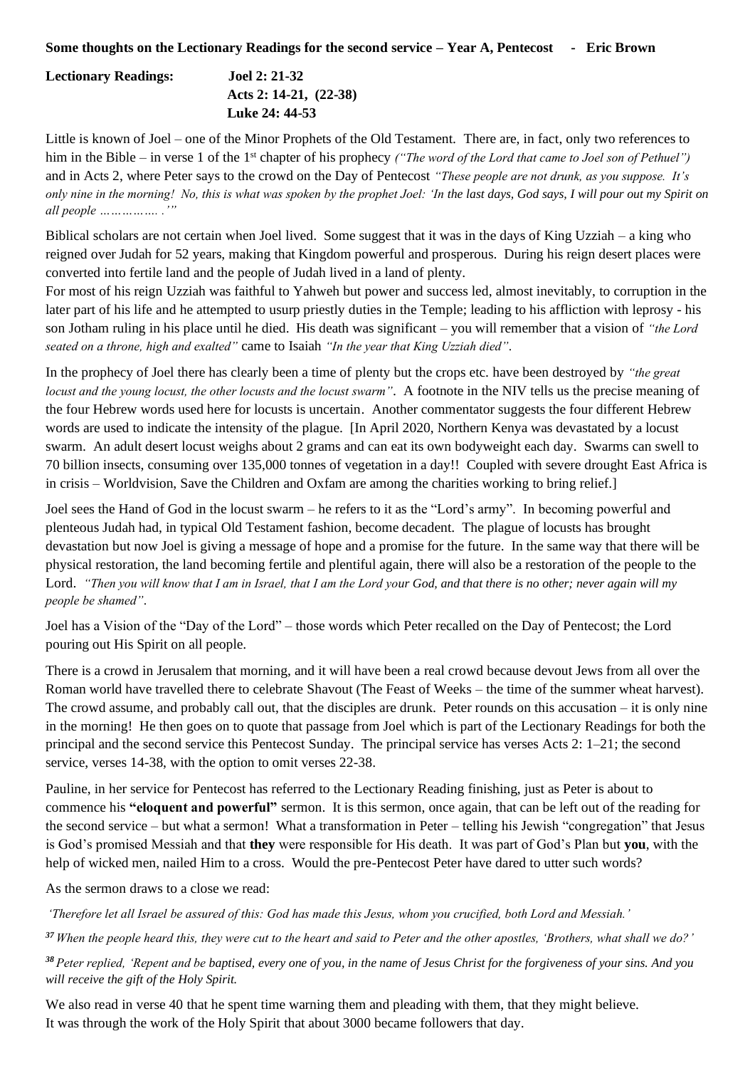**Some thoughts on the Lectionary Readings for the second service – Year A, Pentecost - Eric Brown**

**Lectionary Readings:** **Joel 2: 21-32**
**Acts 2: 14-21, (22-38)**
**Luke 24: 44-53**

Little is known of Joel – one of the Minor Prophets of the Old Testament. There are, in fact, only two references to him in the Bible – in verse 1 of the 1st chapter of his prophecy *("The word of the Lord that came to Joel son of Pethuel")* and in Acts 2, where Peter says to the crowd on the Day of Pentecost *"These people are not drunk, as you suppose. It's only nine in the morning! No, this is what was spoken by the prophet Joel: 'In the last days, God says, I will pour out my Spirit on all people ……………. .'"*

Biblical scholars are not certain when Joel lived. Some suggest that it was in the days of King Uzziah – a king who reigned over Judah for 52 years, making that Kingdom powerful and prosperous. During his reign desert places were converted into fertile land and the people of Judah lived in a land of plenty.
For most of his reign Uzziah was faithful to Yahweh but power and success led, almost inevitably, to corruption in the later part of his life and he attempted to usurp priestly duties in the Temple; leading to his affliction with leprosy - his son Jotham ruling in his place until he died. His death was significant – you will remember that a vision of *"the Lord seated on a throne, high and exalted"* came to Isaiah *"In the year that King Uzziah died"*.

In the prophecy of Joel there has clearly been a time of plenty but the crops etc. have been destroyed by *"the great locust and the young locust, the other locusts and the locust swarm"*. A footnote in the NIV tells us the precise meaning of the four Hebrew words used here for locusts is uncertain. Another commentator suggests the four different Hebrew words are used to indicate the intensity of the plague. [In April 2020, Northern Kenya was devastated by a locust swarm. An adult desert locust weighs about 2 grams and can eat its own bodyweight each day. Swarms can swell to 70 billion insects, consuming over 135,000 tonnes of vegetation in a day!! Coupled with severe drought East Africa is in crisis – Worldvision, Save the Children and Oxfam are among the charities working to bring relief.]

Joel sees the Hand of God in the locust swarm – he refers to it as the "Lord's army". In becoming powerful and plenteous Judah had, in typical Old Testament fashion, become decadent. The plague of locusts has brought devastation but now Joel is giving a message of hope and a promise for the future. In the same way that there will be physical restoration, the land becoming fertile and plentiful again, there will also be a restoration of the people to the Lord. *"Then you will know that I am in Israel, that I am the Lord your God, and that there is no other; never again will my people be shamed"*.

Joel has a Vision of the "Day of the Lord" – those words which Peter recalled on the Day of Pentecost; the Lord pouring out His Spirit on all people.

There is a crowd in Jerusalem that morning, and it will have been a real crowd because devout Jews from all over the Roman world have travelled there to celebrate Shavout (The Feast of Weeks – the time of the summer wheat harvest). The crowd assume, and probably call out, that the disciples are drunk. Peter rounds on this accusation – it is only nine in the morning! He then goes on to quote that passage from Joel which is part of the Lectionary Readings for both the principal and the second service this Pentecost Sunday. The principal service has verses Acts 2: 1–21; the second service, verses 14-38, with the option to omit verses 22-38.

Pauline, in her service for Pentecost has referred to the Lectionary Reading finishing, just as Peter is about to commence his **"eloquent and powerful"** sermon. It is this sermon, once again, that can be left out of the reading for the second service – but what a sermon! What a transformation in Peter – telling his Jewish "congregation" that Jesus is God's promised Messiah and that **they** were responsible for His death. It was part of God's Plan but **you**, with the help of wicked men, nailed Him to a cross. Would the pre-Pentecost Peter have dared to utter such words?

As the sermon draws to a close we read:

*'Therefore let all Israel be assured of this: God has made this Jesus, whom you crucified, both Lord and Messiah.'*

***37*** *When the people heard this, they were cut to the heart and said to Peter and the other apostles, 'Brothers, what shall we do?'*

***38*** *Peter replied, 'Repent and be baptised, every one of you, in the name of Jesus Christ for the forgiveness of your sins. And you will receive the gift of the Holy Spirit.*

We also read in verse 40 that he spent time warning them and pleading with them, that they might believe.
It was through the work of the Holy Spirit that about 3000 became followers that day.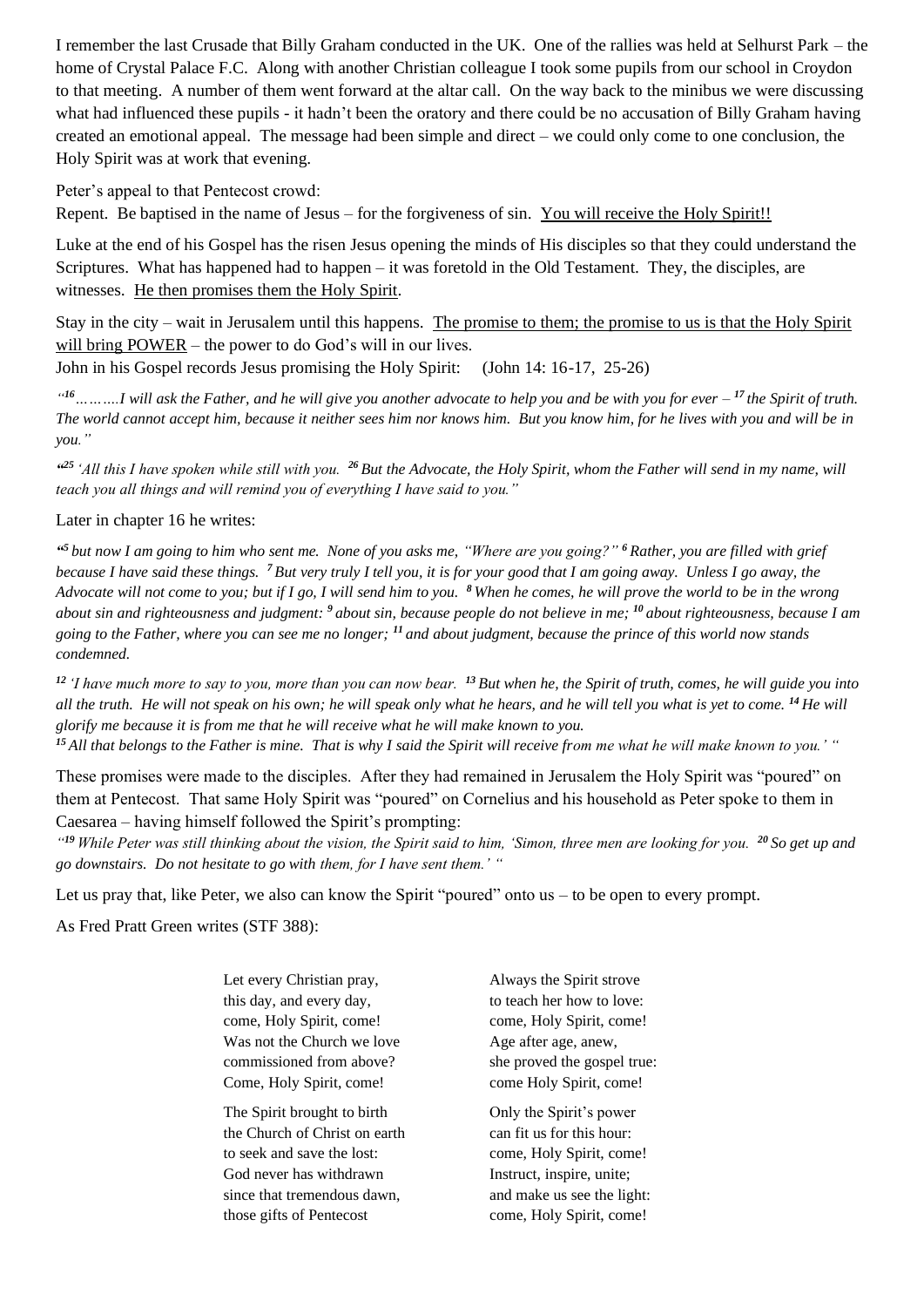I remember the last Crusade that Billy Graham conducted in the UK. One of the rallies was held at Selhurst Park – the home of Crystal Palace F.C. Along with another Christian colleague I took some pupils from our school in Croydon to that meeting. A number of them went forward at the altar call. On the way back to the minibus we were discussing what had influenced these pupils - it hadn't been the oratory and there could be no accusation of Billy Graham having created an emotional appeal. The message had been simple and direct – we could only come to one conclusion, the Holy Spirit was at work that evening.

Peter's appeal to that Pentecost crowd:
Repent. Be baptised in the name of Jesus – for the forgiveness of sin. <u>You will receive the Holy Spirit!!</u>

Luke at the end of his Gospel has the risen Jesus opening the minds of His disciples so that they could understand the Scriptures. What has happened had to happen – it was foretold in the Old Testament. They, the disciples, are witnesses. <u>He then promises them the Holy Spirit</u>.

Stay in the city – wait in Jerusalem until this happens. <u>The promise to them; the promise to us is that the Holy Spirit will bring POWER</u> – the power to do God's will in our lives.
John in his Gospel records Jesus promising the Holy Spirit: (John 14: 16-17, 25-26)

*"[16] ………I will ask the Father, and he will give you another advocate to help you and be with you for ever – [17] the Spirit of truth. The world cannot accept him, because it neither sees him nor knows him. But you know him, for he lives with you and will be in you."*

*"[25] 'All this I have spoken while still with you. [26] But the Advocate, the Holy Spirit, whom the Father will send in my name, will teach you all things and will remind you of everything I have said to you."*

Later in chapter 16 he writes:

*"[5] but now I am going to him who sent me. None of you asks me, "Where are you going?" [6] Rather, you are filled with grief because I have said these things. [7] But very truly I tell you, it is for your good that I am going away. Unless I go away, the Advocate will not come to you; but if I go, I will send him to you. [8] When he comes, he will prove the world to be in the wrong about sin and righteousness and judgment: [9] about sin, because people do not believe in me; [10] about righteousness, because I am going to the Father, where you can see me no longer; [11] and about judgment, because the prince of this world now stands condemned.*

*[12] 'I have much more to say to you, more than you can now bear. [13] But when he, the Spirit of truth, comes, he will guide you into all the truth. He will not speak on his own; he will speak only what he hears, and he will tell you what is yet to come. [14] He will glorify me because it is from me that he will receive what he will make known to you.*
*[15] All that belongs to the Father is mine. That is why I said the Spirit will receive from me what he will make known to you.' "*

These promises were made to the disciples. After they had remained in Jerusalem the Holy Spirit was "poured" on them at Pentecost. That same Holy Spirit was "poured" on Cornelius and his household as Peter spoke to them in Caesarea – having himself followed the Spirit's prompting:
*"[19] While Peter was still thinking about the vision, the Spirit said to him, 'Simon, three men are looking for you. [20] So get up and go downstairs. Do not hesitate to go with them, for I have sent them.' "*

Let us pray that, like Peter, we also can know the Spirit "poured" onto us – to be open to every prompt.

As Fred Pratt Green writes (STF 388):

Let every Christian pray,
this day, and every day,
come, Holy Spirit, come!
Was not the Church we love
commissioned from above?
Come, Holy Spirit, come!

The Spirit brought to birth
the Church of Christ on earth
to seek and save the lost:
God never has withdrawn
since that tremendous dawn,
those gifts of Pentecost

Always the Spirit strove
to teach her how to love:
come, Holy Spirit, come!
Age after age, anew,
she proved the gospel true:
come Holy Spirit, come!

Only the Spirit's power
can fit us for this hour:
come, Holy Spirit, come!
Instruct, inspire, unite;
and make us see the light:
come, Holy Spirit, come!